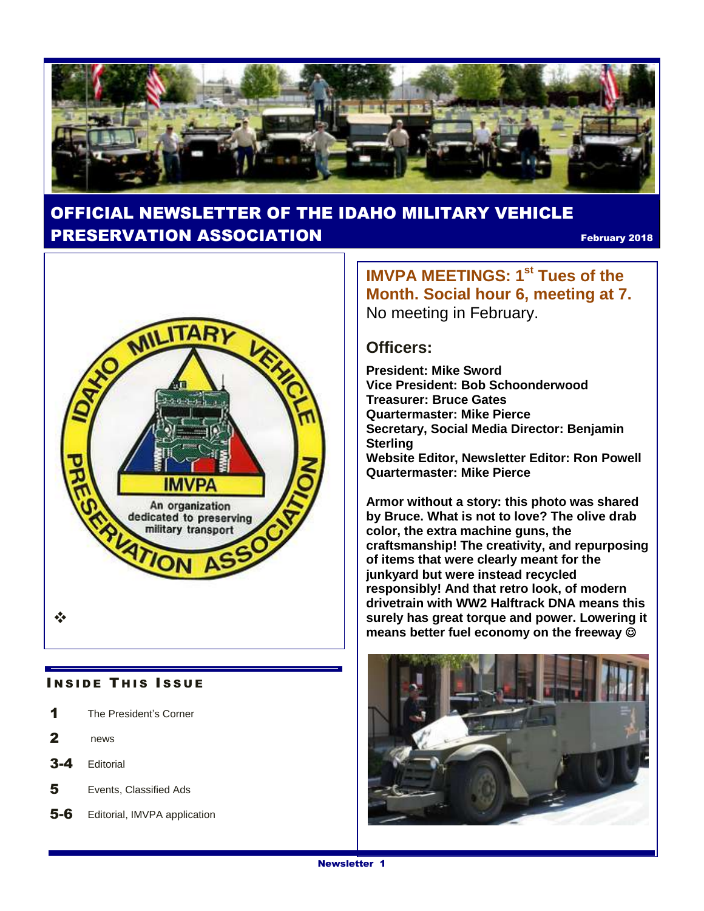# OFFICIAL NEWSLETTER OF THE IDAHO MILITARY VEHICLE PRESERVATION ASSOCIATION

February 2018

## IMVPA MEETINGS: 1st Tues of the Month. Social hour 6, meeting at 7.

No meeting in February.

### Officers:

**President: Mike Sword**
**Vice President: Bob Schoonderwood**
**Treasurer: Bruce Gates**
**Quartermaster: Mike Pierce**
**Secretary, Social Media Director: Benjamin Sterling**
**Website Editor, Newsletter Editor: Ron Powell**
**Quartermaster: Mike Pierce**

**Armor without a story: this photo was shared by Bruce. What is not to love? The olive drab color, the extra machine guns, the craftsmanship! The creativity, and repurposing of items that were clearly meant for the junkyard but were instead recycled responsibly! And that retro look, of modern drivetrain with WW2 Halftrack DNA means this surely has great torque and power. Lowering it means better fuel economy on the freeway ☺**

### INSIDE THIS ISSUE

| | |
|---|---|
| **1** | The President's Corner |
| **2** | news |
| **3-4** | Editorial |
| **5** | Events, Classified Ads |
| **5-6** | Editorial, IMVPA application |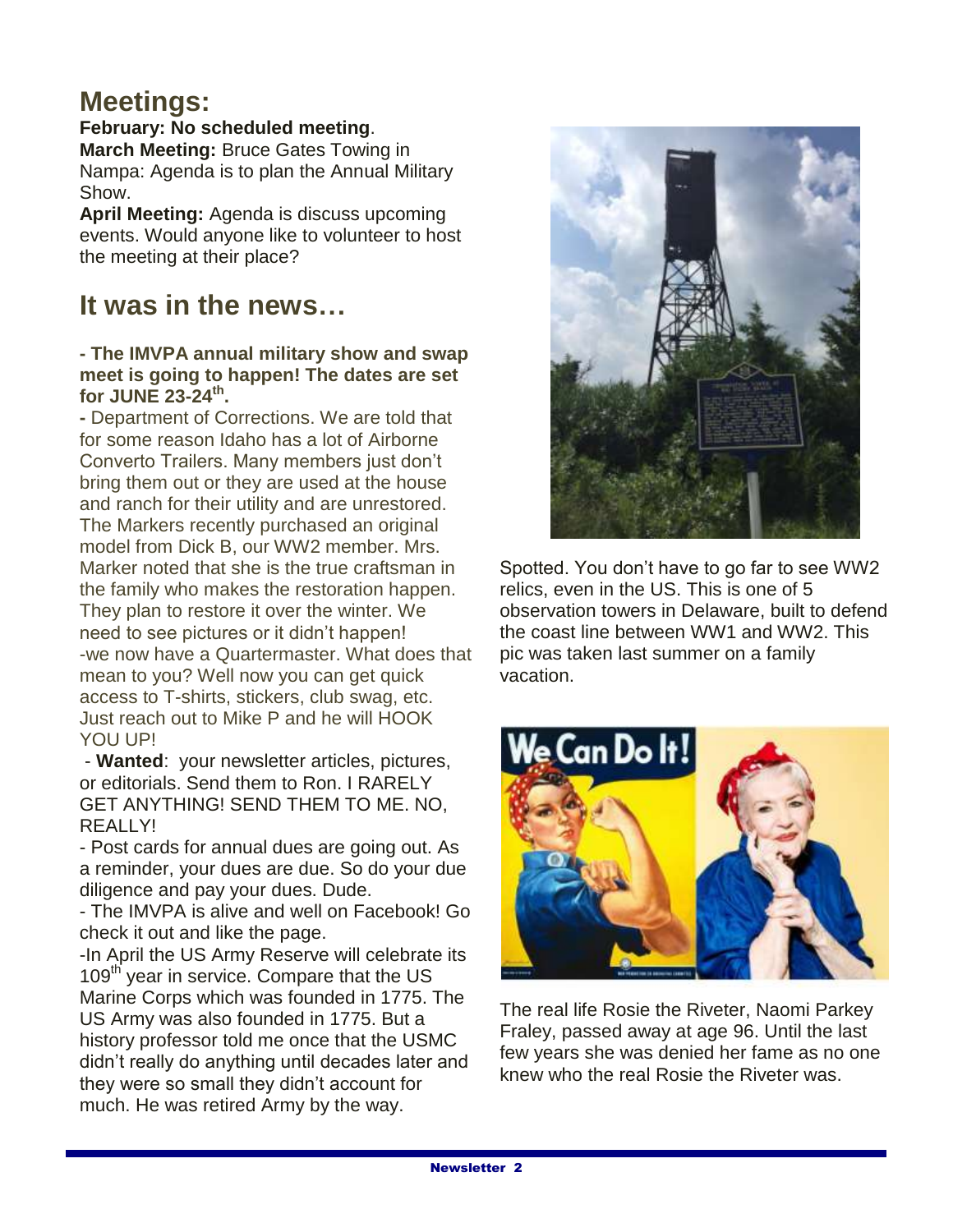## Meetings:

**February: No scheduled meeting**.

**March Meeting:** Bruce Gates Towing in Nampa: Agenda is to plan the Annual Military Show.

**April Meeting:** Agenda is discuss upcoming events. Would anyone like to volunteer to host the meeting at their place?

## It was in the news…

**- The IMVPA annual military show and swap meet is going to happen! The dates are set for JUNE 23-24th.**

**-** Department of Corrections. We are told that for some reason Idaho has a lot of Airborne Converto Trailers. Many members just don't bring them out or they are used at the house and ranch for their utility and are unrestored. The Markers recently purchased an original model from Dick B, our WW2 member. Mrs. Marker noted that she is the true craftsman in the family who makes the restoration happen. They plan to restore it over the winter. We need to see pictures or it didn't happen!

-we now have a Quartermaster. What does that mean to you? Well now you can get quick access to T-shirts, stickers, club swag, etc. Just reach out to Mike P and he will HOOK YOU UP!

- **Wanted**: your newsletter articles, pictures, or editorials. Send them to Ron. I RARELY GET ANYTHING! SEND THEM TO ME. NO, REALLY!

- Post cards for annual dues are going out. As a reminder, your dues are due. So do your due diligence and pay your dues. Dude.

- The IMVPA is alive and well on Facebook! Go check it out and like the page.

-In April the US Army Reserve will celebrate its 109th year in service. Compare that the US Marine Corps which was founded in 1775. The US Army was also founded in 1775. But a history professor told me once that the USMC didn't really do anything until decades later and they were so small they didn't account for much. He was retired Army by the way.

Spotted. You don't have to go far to see WW2 relics, even in the US. This is one of 5 observation towers in Delaware, built to defend the coast line between WW1 and WW2. This pic was taken last summer on a family vacation.

The real life Rosie the Riveter, Naomi Parkey Fraley, passed away at age 96. Until the last few years she was denied her fame as no one knew who the real Rosie the Riveter was.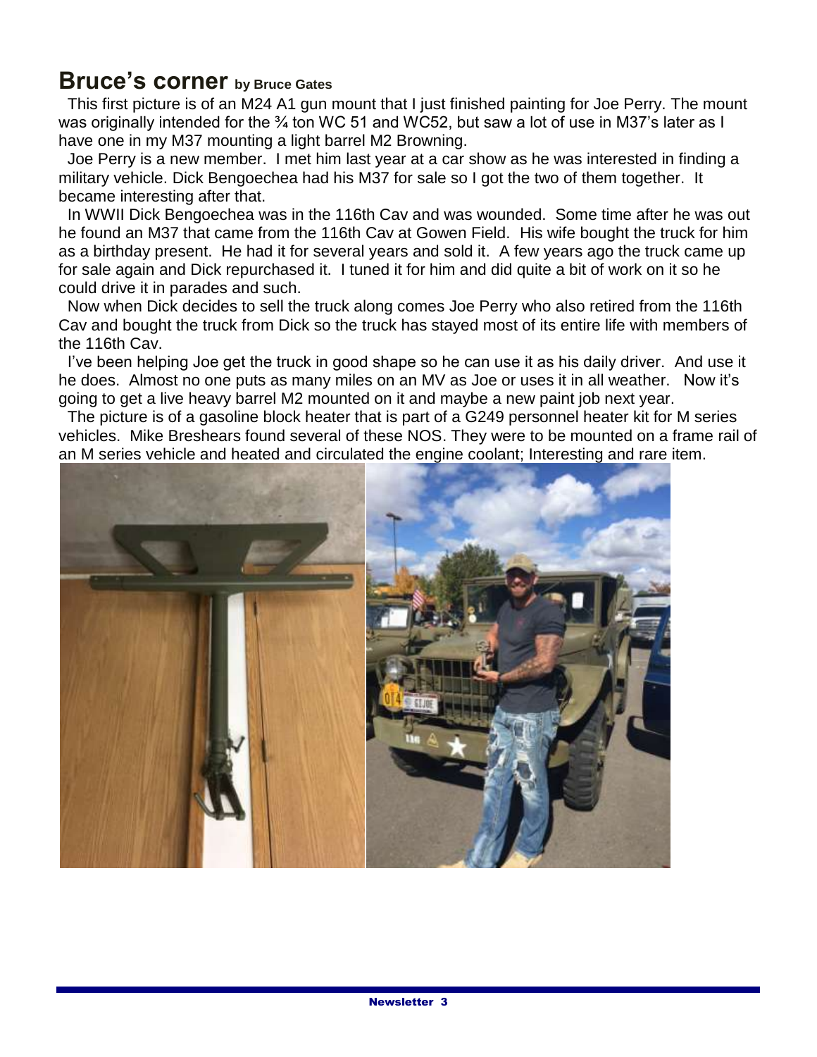## Bruce's corner by Bruce Gates

This first picture is of an M24 A1 gun mount that I just finished painting for Joe Perry. The mount was originally intended for the ¾ ton WC 51 and WC52, but saw a lot of use in M37's later as I have one in my M37 mounting a light barrel M2 Browning.

Joe Perry is a new member. I met him last year at a car show as he was interested in finding a military vehicle. Dick Bengoechea had his M37 for sale so I got the two of them together. It became interesting after that.

In WWII Dick Bengoechea was in the 116th Cav and was wounded. Some time after he was out he found an M37 that came from the 116th Cav at Gowen Field. His wife bought the truck for him as a birthday present. He had it for several years and sold it. A few years ago the truck came up for sale again and Dick repurchased it. I tuned it for him and did quite a bit of work on it so he could drive it in parades and such.

Now when Dick decides to sell the truck along comes Joe Perry who also retired from the 116th Cav and bought the truck from Dick so the truck has stayed most of its entire life with members of the 116th Cav.

I've been helping Joe get the truck in good shape so he can use it as his daily driver. And use it he does. Almost no one puts as many miles on an MV as Joe or uses it in all weather. Now it's going to get a live heavy barrel M2 mounted on it and maybe a new paint job next year.

The picture is of a gasoline block heater that is part of a G249 personnel heater kit for M series vehicles. Mike Breshears found several of these NOS. They were to be mounted on a frame rail of an M series vehicle and heated and circulated the engine coolant; Interesting and rare item.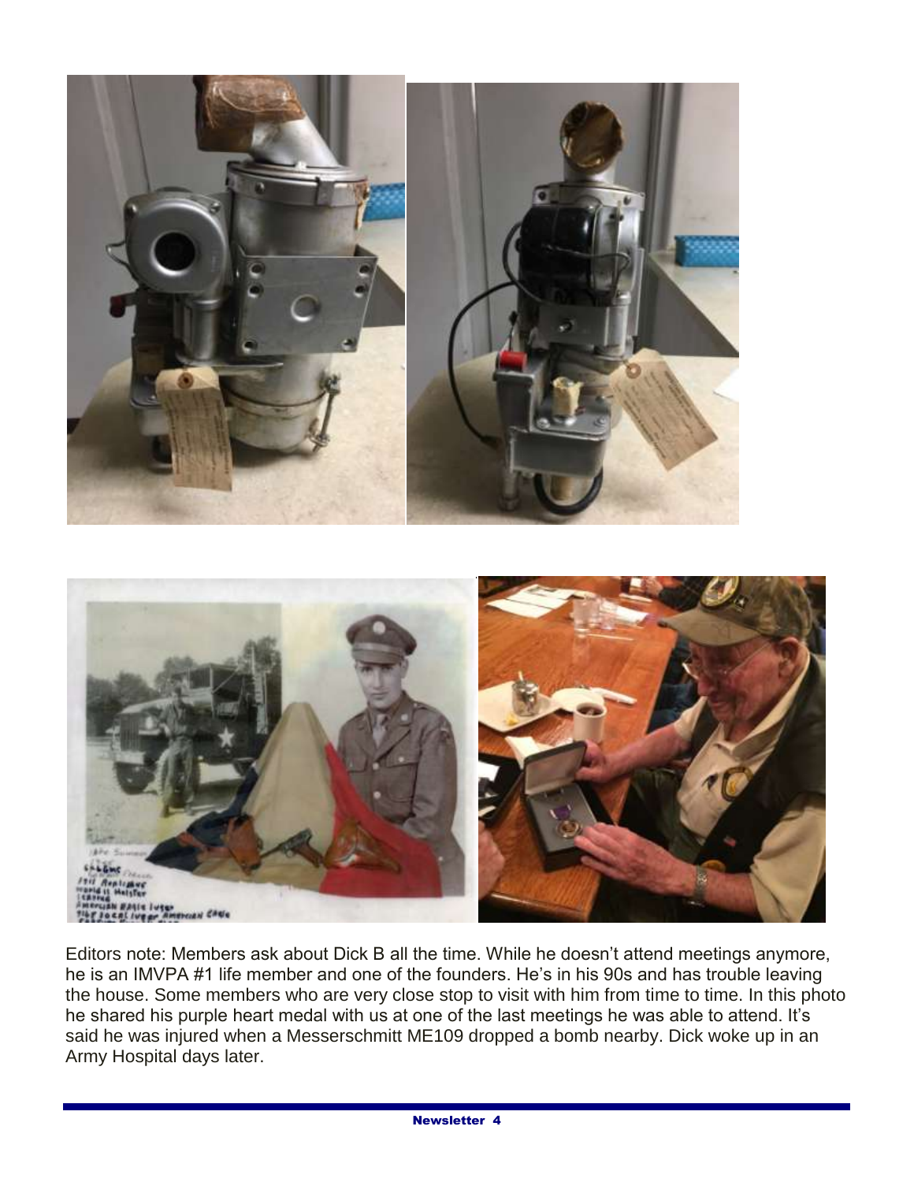Editors note: Members ask about Dick B all the time. While he doesn't attend meetings anymore, he is an IMVPA #1 life member and one of the founders. He's in his 90s and has trouble leaving the house. Some members who are very close stop to visit with him from time to time. In this photo he shared his purple heart medal with us at one of the last meetings he was able to attend. It's said he was injured when a Messerschmitt ME109 dropped a bomb nearby. Dick woke up in an Army Hospital days later.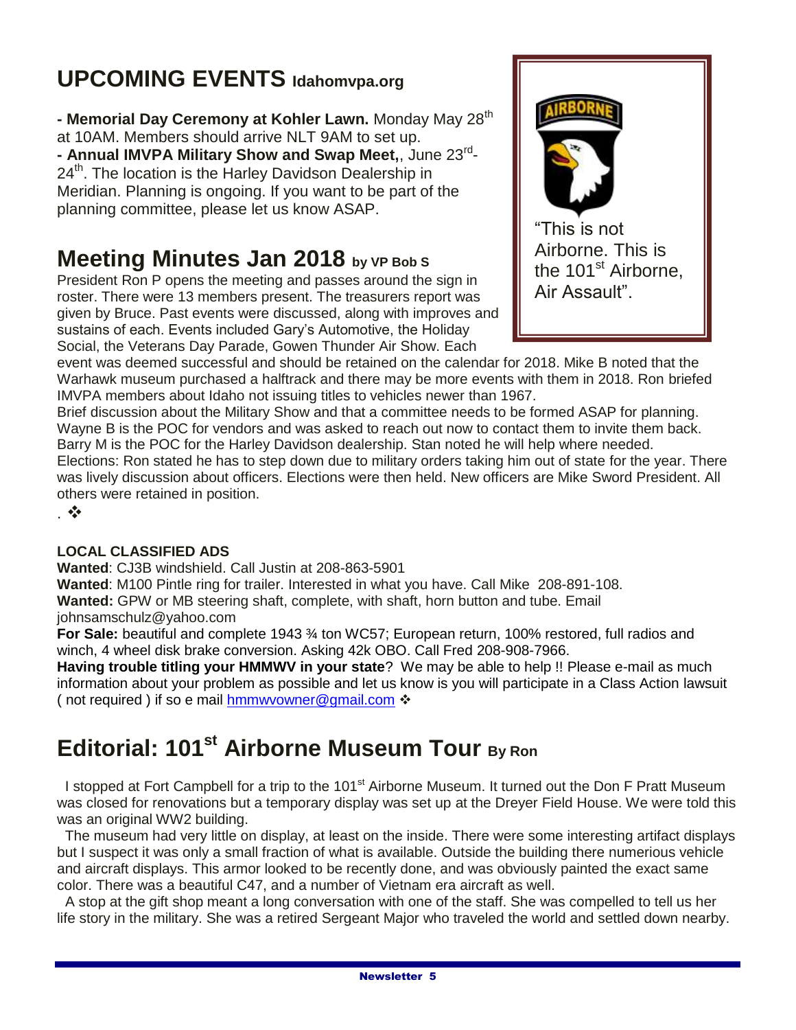## UPCOMING EVENTS Idahomvpa.org

**- Memorial Day Ceremony at Kohler Lawn.** Monday May 28th at 10AM. Members should arrive NLT 9AM to set up.
**- Annual IMVPA Military Show and Swap Meet,**, June 23rd-24th. The location is the Harley Davidson Dealership in Meridian. Planning is ongoing. If you want to be part of the planning committee, please let us know ASAP.

“This is not Airborne. This is the 101st Airborne, Air Assault”.

## Meeting Minutes Jan 2018 by VP Bob S

President Ron P opens the meeting and passes around the sign in roster. There were 13 members present. The treasurers report was given by Bruce. Past events were discussed, along with improves and sustains of each. Events included Gary's Automotive, the Holiday Social, the Veterans Day Parade, Gowen Thunder Air Show. Each event was deemed successful and should be retained on the calendar for 2018. Mike B noted that the Warhawk museum purchased a halftrack and there may be more events with them in 2018. Ron briefed IMVPA members about Idaho not issuing titles to vehicles newer than 1967.
Brief discussion about the Military Show and that a committee needs to be formed ASAP for planning. Wayne B is the POC for vendors and was asked to reach out now to contact them to invite them back. Barry M is the POC for the Harley Davidson dealership. Stan noted he will help where needed.
Elections: Ron stated he has to step down due to military orders taking him out of state for the year. There was lively discussion about officers. Elections were then held. New officers are Mike Sword President. All others were retained in position.
. ❖

**LOCAL CLASSIFIED ADS**
**Wanted**: CJ3B windshield. Call Justin at 208-863-5901
**Wanted**: M100 Pintle ring for trailer. Interested in what you have. Call Mike 208-891-108.
**Wanted:** GPW or MB steering shaft, complete, with shaft, horn button and tube. Email johnsamschulz@yahoo.com
**For Sale:** beautiful and complete 1943 ¾ ton WC57; European return, 100% restored, full radios and winch, 4 wheel disk brake conversion. Asking 42k OBO. Call Fred 208-908-7966.
**Having trouble titling your HMMWV in your state**? We may be able to help !! Please e-mail as much information about your problem as possible and let us know is you will participate in a Class Action lawsuit ( not required ) if so e mail hmmwvowner@gmail.com ❖

## Editorial: 101st Airborne Museum Tour By Ron

I stopped at Fort Campbell for a trip to the 101st Airborne Museum. It turned out the Don F Pratt Museum was closed for renovations but a temporary display was set up at the Dreyer Field House. We were told this was an original WW2 building.
The museum had very little on display, at least on the inside. There were some interesting artifact displays but I suspect it was only a small fraction of what is available. Outside the building there numerious vehicle and aircraft displays. This armor looked to be recently done, and was obviously painted the exact same color. There was a beautiful C47, and a number of Vietnam era aircraft as well.
A stop at the gift shop meant a long conversation with one of the staff. She was compelled to tell us her life story in the military. She was a retired Sergeant Major who traveled the world and settled down nearby.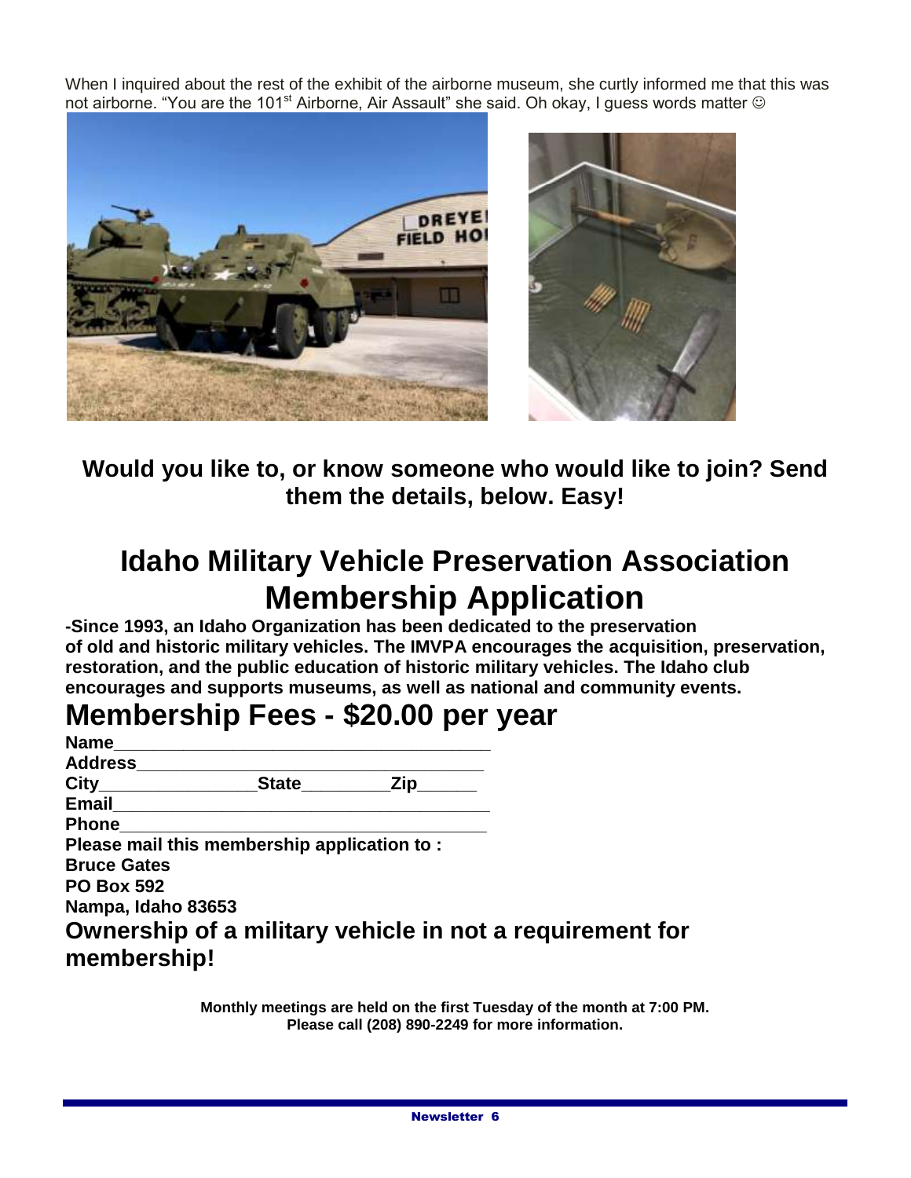When I inquired about the rest of the exhibit of the airborne museum, she curtly informed me that this was not airborne. “You are the 101st Airborne, Air Assault” she said. Oh okay, I guess words matter ☺

**Would you like to, or know someone who would like to join? Send them the details, below. Easy!**

# Idaho Military Vehicle Preservation Association Membership Application

**-Since 1993, an Idaho Organization has been dedicated to the preservation of old and historic military vehicles. The IMVPA encourages the acquisition, preservation, restoration, and the public education of historic military vehicles. The Idaho club encourages and supports museums, as well as national and community events.**

## Membership Fees - $20.00 per year

**Name**_______________________________________

**Address**____________________________________

**City**________________**State**_________**Zip**______

**Email**______________________________________

**Phone**______________________________________

**Please mail this membership application to :**
**Bruce Gates**
**PO Box 592**
**Nampa, Idaho 83653**

## Ownership of a military vehicle in not a requirement for membership!

**Monthly meetings are held on the first Tuesday of the month at 7:00 PM.**
**Please call (208) 890-2249 for more information.**